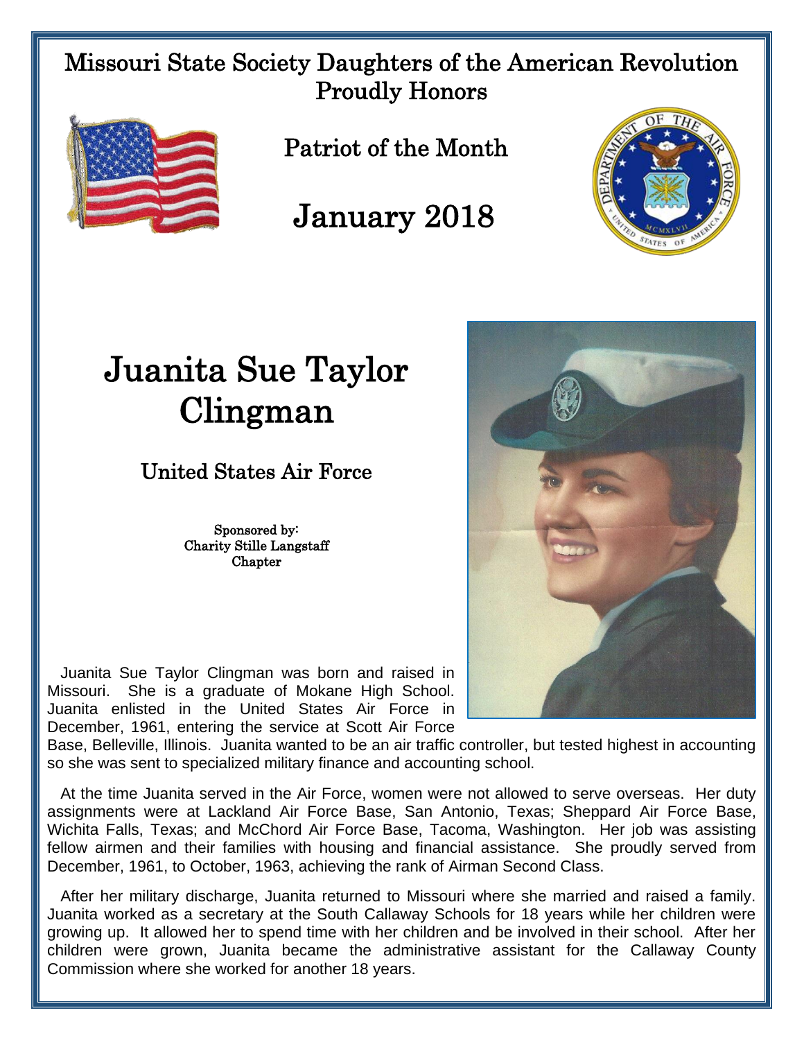Missouri State Society Daughters of the American Revolution Proudly Honors

## Patriot of the Month

## January 2018

# Juanita Sue Taylor Clingman

### United States Air Force

Sponsored by:
Charity Stille Langstaff Chapter

Juanita Sue Taylor Clingman was born and raised in Missouri. She is a graduate of Mokane High School. Juanita enlisted in the United States Air Force in December, 1961, entering the service at Scott Air Force Base, Belleville, Illinois. Juanita wanted to be an air traffic controller, but tested highest in accounting so she was sent to specialized military finance and accounting school.

At the time Juanita served in the Air Force, women were not allowed to serve overseas. Her duty assignments were at Lackland Air Force Base, San Antonio, Texas; Sheppard Air Force Base, Wichita Falls, Texas; and McChord Air Force Base, Tacoma, Washington. Her job was assisting fellow airmen and their families with housing and financial assistance. She proudly served from December, 1961, to October, 1963, achieving the rank of Airman Second Class.

After her military discharge, Juanita returned to Missouri where she married and raised a family. Juanita worked as a secretary at the South Callaway Schools for 18 years while her children were growing up. It allowed her to spend time with her children and be involved in their school. After her children were grown, Juanita became the administrative assistant for the Callaway County Commission where she worked for another 18 years.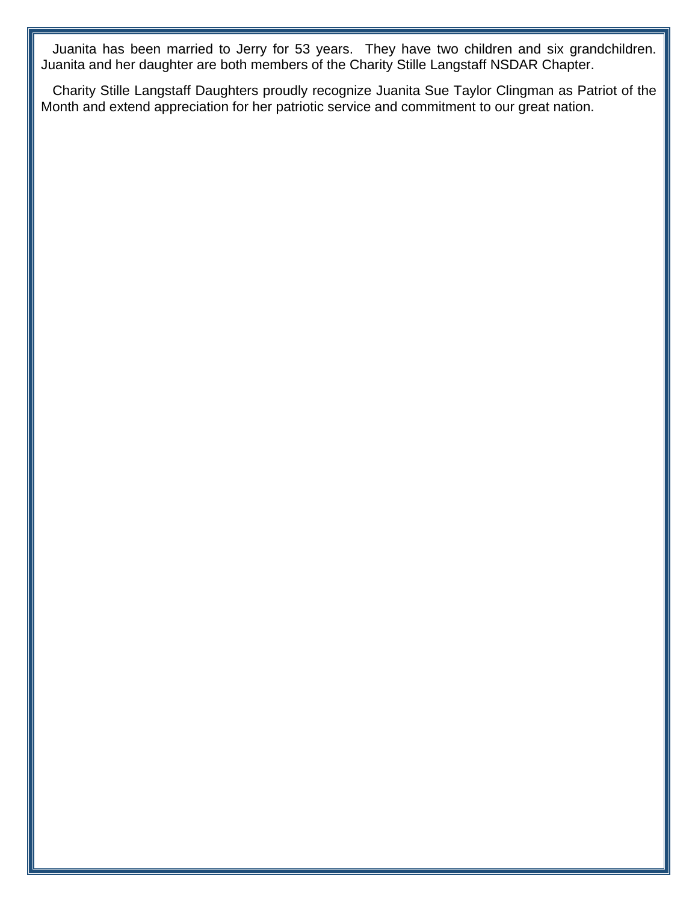Juanita has been married to Jerry for 53 years. They have two children and six grandchildren. Juanita and her daughter are both members of the Charity Stille Langstaff NSDAR Chapter.

Charity Stille Langstaff Daughters proudly recognize Juanita Sue Taylor Clingman as Patriot of the Month and extend appreciation for her patriotic service and commitment to our great nation.